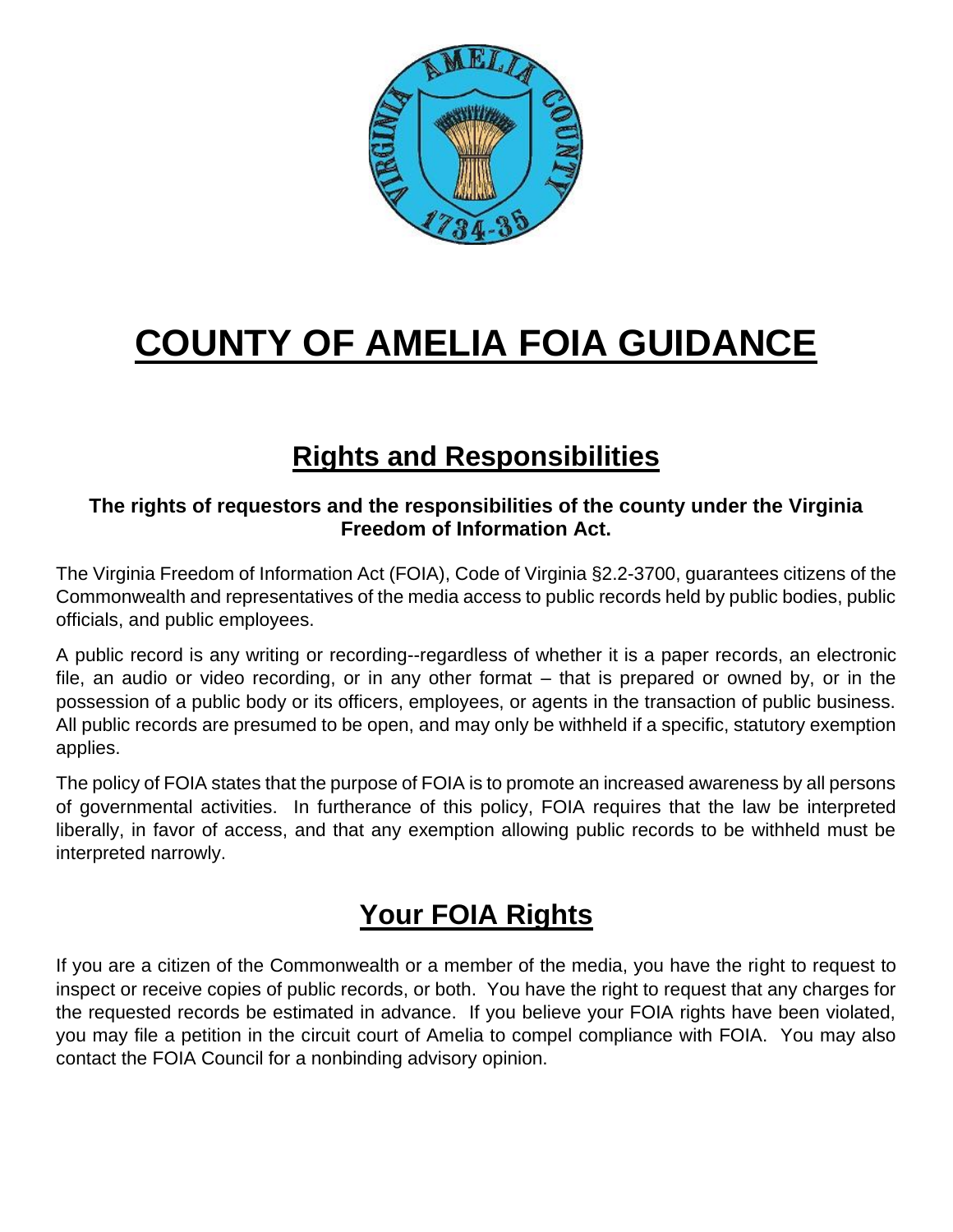# COUNTY OF AMELIA FOIA GUIDANCE

## Rights and Responsibilities

**The rights of requestors and the responsibilities of the county under the Virginia Freedom of Information Act.**

The Virginia Freedom of Information Act (FOIA), Code of Virginia §2.2-3700, guarantees citizens of the Commonwealth and representatives of the media access to public records held by public bodies, public officials, and public employees.

A public record is any writing or recording--regardless of whether it is a paper records, an electronic file, an audio or video recording, or in any other format – that is prepared or owned by, or in the possession of a public body or its officers, employees, or agents in the transaction of public business. All public records are presumed to be open, and may only be withheld if a specific, statutory exemption applies.

The policy of FOIA states that the purpose of FOIA is to promote an increased awareness by all persons of governmental activities. In furtherance of this policy, FOIA requires that the law be interpreted liberally, in favor of access, and that any exemption allowing public records to be withheld must be interpreted narrowly.

## Your FOIA Rights

If you are a citizen of the Commonwealth or a member of the media, you have the right to request to inspect or receive copies of public records, or both. You have the right to request that any charges for the requested records be estimated in advance. If you believe your FOIA rights have been violated, you may file a petition in the circuit court of Amelia to compel compliance with FOIA. You may also contact the FOIA Council for a nonbinding advisory opinion.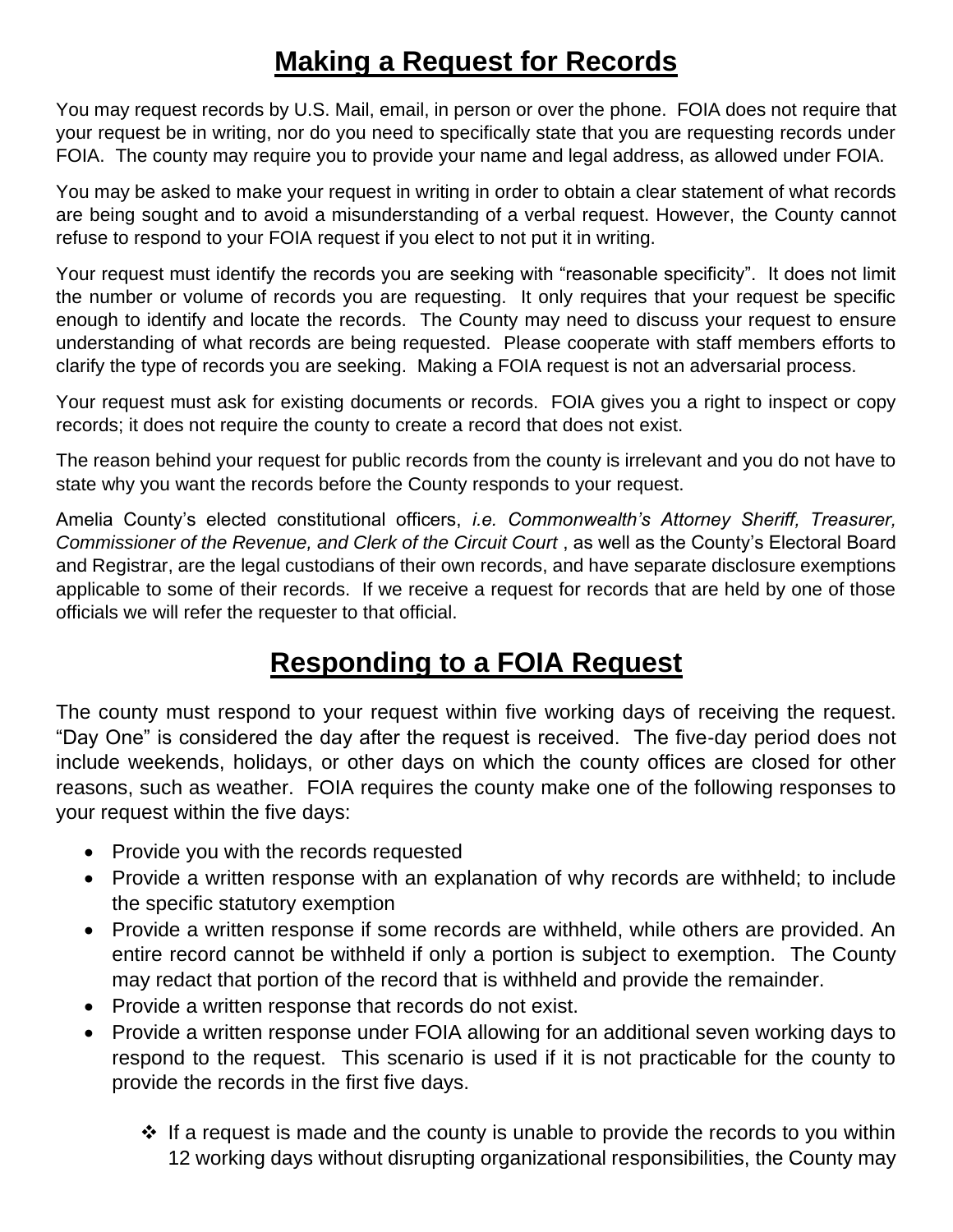# Making a Request for Records

You may request records by U.S. Mail, email, in person or over the phone. FOIA does not require that your request be in writing, nor do you need to specifically state that you are requesting records under FOIA. The county may require you to provide your name and legal address, as allowed under FOIA.

You may be asked to make your request in writing in order to obtain a clear statement of what records are being sought and to avoid a misunderstanding of a verbal request. However, the County cannot refuse to respond to your FOIA request if you elect to not put it in writing.

Your request must identify the records you are seeking with "reasonable specificity". It does not limit the number or volume of records you are requesting. It only requires that your request be specific enough to identify and locate the records. The County may need to discuss your request to ensure understanding of what records are being requested. Please cooperate with staff members efforts to clarify the type of records you are seeking. Making a FOIA request is not an adversarial process.

Your request must ask for existing documents or records. FOIA gives you a right to inspect or copy records; it does not require the county to create a record that does not exist.

The reason behind your request for public records from the county is irrelevant and you do not have to state why you want the records before the County responds to your request.

Amelia County's elected constitutional officers, *i.e. Commonwealth's Attorney Sheriff, Treasurer, Commissioner of the Revenue, and Clerk of the Circuit Court* , as well as the County's Electoral Board and Registrar, are the legal custodians of their own records, and have separate disclosure exemptions applicable to some of their records. If we receive a request for records that are held by one of those officials we will refer the requester to that official.

# Responding to a FOIA Request

The county must respond to your request within five working days of receiving the request. "Day One" is considered the day after the request is received. The five-day period does not include weekends, holidays, or other days on which the county offices are closed for other reasons, such as weather. FOIA requires the county make one of the following responses to your request within the five days:

- Provide you with the records requested
- Provide a written response with an explanation of why records are withheld; to include the specific statutory exemption
- Provide a written response if some records are withheld, while others are provided. An entire record cannot be withheld if only a portion is subject to exemption. The County may redact that portion of the record that is withheld and provide the remainder.
- Provide a written response that records do not exist.
- Provide a written response under FOIA allowing for an additional seven working days to respond to the request. This scenario is used if it is not practicable for the county to provide the records in the first five days.

    - ❖ If a request is made and the county is unable to provide the records to you within 12 working days without disrupting organizational responsibilities, the County may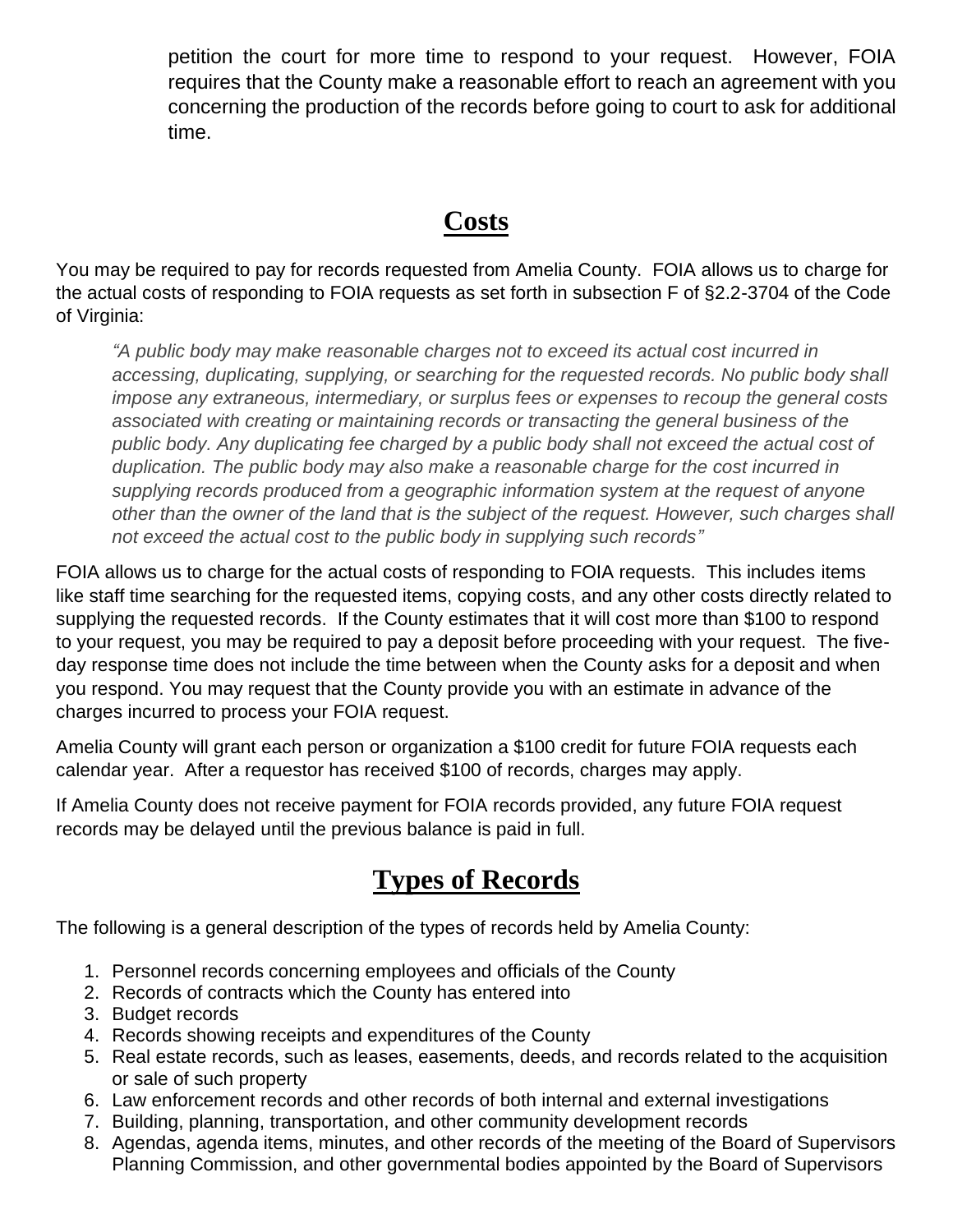petition the court for more time to respond to your request. However, FOIA requires that the County make a reasonable effort to reach an agreement with you concerning the production of the records before going to court to ask for additional time.

## Costs

You may be required to pay for records requested from Amelia County. FOIA allows us to charge for the actual costs of responding to FOIA requests as set forth in subsection F of §2.2-3704 of the Code of Virginia:

> *"A public body may make reasonable charges not to exceed its actual cost incurred in accessing, duplicating, supplying, or searching for the requested records. No public body shall impose any extraneous, intermediary, or surplus fees or expenses to recoup the general costs associated with creating or maintaining records or transacting the general business of the public body. Any duplicating fee charged by a public body shall not exceed the actual cost of duplication. The public body may also make a reasonable charge for the cost incurred in supplying records produced from a geographic information system at the request of anyone other than the owner of the land that is the subject of the request. However, such charges shall not exceed the actual cost to the public body in supplying such records"*

FOIA allows us to charge for the actual costs of responding to FOIA requests. This includes items like staff time searching for the requested items, copying costs, and any other costs directly related to supplying the requested records. If the County estimates that it will cost more than $100 to respond to your request, you may be required to pay a deposit before proceeding with your request. The five-day response time does not include the time between when the County asks for a deposit and when you respond. You may request that the County provide you with an estimate in advance of the charges incurred to process your FOIA request.

Amelia County will grant each person or organization a $100 credit for future FOIA requests each calendar year. After a requestor has received $100 of records, charges may apply.

If Amelia County does not receive payment for FOIA records provided, any future FOIA request records may be delayed until the previous balance is paid in full.

## Types of Records

The following is a general description of the types of records held by Amelia County:

1. Personnel records concerning employees and officials of the County
2. Records of contracts which the County has entered into
3. Budget records
4. Records showing receipts and expenditures of the County
5. Real estate records, such as leases, easements, deeds, and records related to the acquisition or sale of such property
6. Law enforcement records and other records of both internal and external investigations
7. Building, planning, transportation, and other community development records
8. Agendas, agenda items, minutes, and other records of the meeting of the Board of Supervisors Planning Commission, and other governmental bodies appointed by the Board of Supervisors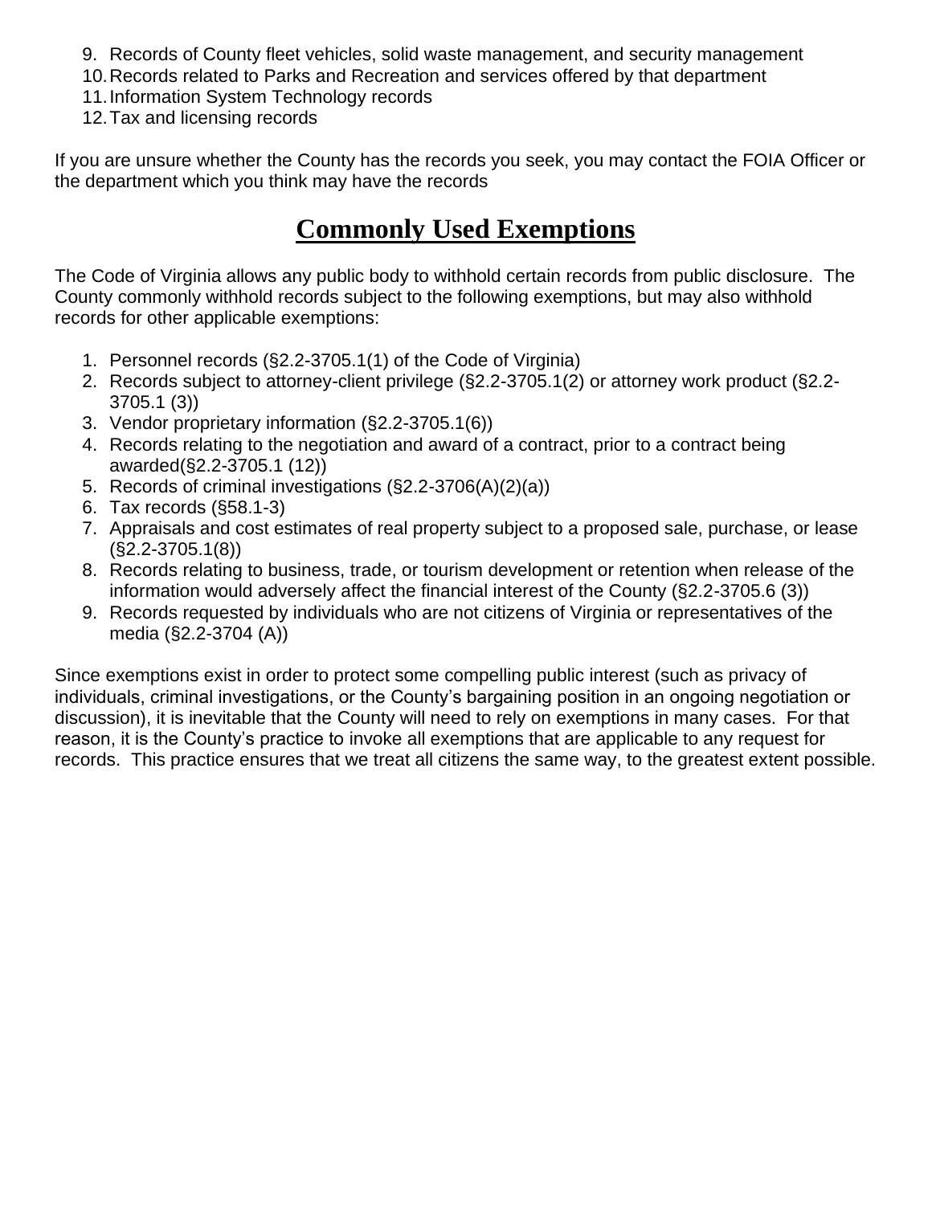9. Records of County fleet vehicles, solid waste management, and security management
10. Records related to Parks and Recreation and services offered by that department
11. Information System Technology records
12. Tax and licensing records

If you are unsure whether the County has the records you seek, you may contact the FOIA Officer or the department which you think may have the records

## Commonly Used Exemptions

The Code of Virginia allows any public body to withhold certain records from public disclosure. The County commonly withhold records subject to the following exemptions, but may also withhold records for other applicable exemptions:

1. Personnel records (§2.2-3705.1(1) of the Code of Virginia)
2. Records subject to attorney-client privilege (§2.2-3705.1(2) or attorney work product (§2.2-3705.1 (3))
3. Vendor proprietary information (§2.2-3705.1(6))
4. Records relating to the negotiation and award of a contract, prior to a contract being awarded(§2.2-3705.1 (12))
5. Records of criminal investigations (§2.2-3706(A)(2)(a))
6. Tax records (§58.1-3)
7. Appraisals and cost estimates of real property subject to a proposed sale, purchase, or lease (§2.2-3705.1(8))
8. Records relating to business, trade, or tourism development or retention when release of the information would adversely affect the financial interest of the County (§2.2-3705.6 (3))
9. Records requested by individuals who are not citizens of Virginia or representatives of the media (§2.2-3704 (A))

Since exemptions exist in order to protect some compelling public interest (such as privacy of individuals, criminal investigations, or the County's bargaining position in an ongoing negotiation or discussion), it is inevitable that the County will need to rely on exemptions in many cases. For that reason, it is the County's practice to invoke all exemptions that are applicable to any request for records. This practice ensures that we treat all citizens the same way, to the greatest extent possible.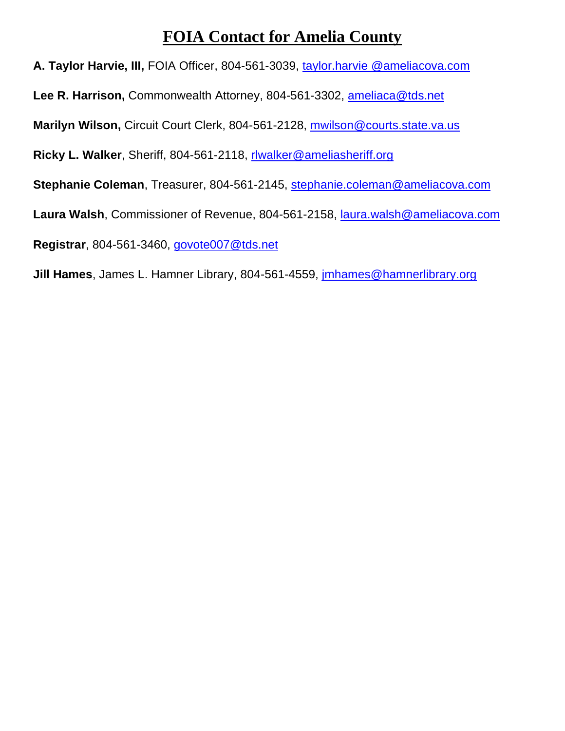# FOIA Contact for Amelia County

**A. Taylor Harvie, III,** FOIA Officer, 804-561-3039, taylor.harvie @ameliacova.com

**Lee R. Harrison,** Commonwealth Attorney, 804-561-3302, ameliaca@tds.net

**Marilyn Wilson,** Circuit Court Clerk, 804-561-2128, mwilson@courts.state.va.us

**Ricky L. Walker**, Sheriff, 804-561-2118, rlwalker@ameliasheriff.org

**Stephanie Coleman**, Treasurer, 804-561-2145, stephanie.coleman@ameliacova.com

**Laura Walsh**, Commissioner of Revenue, 804-561-2158, laura.walsh@ameliacova.com

**Registrar**, 804-561-3460, govote007@tds.net

**Jill Hames**, James L. Hamner Library, 804-561-4559, jmhames@hamnerlibrary.org